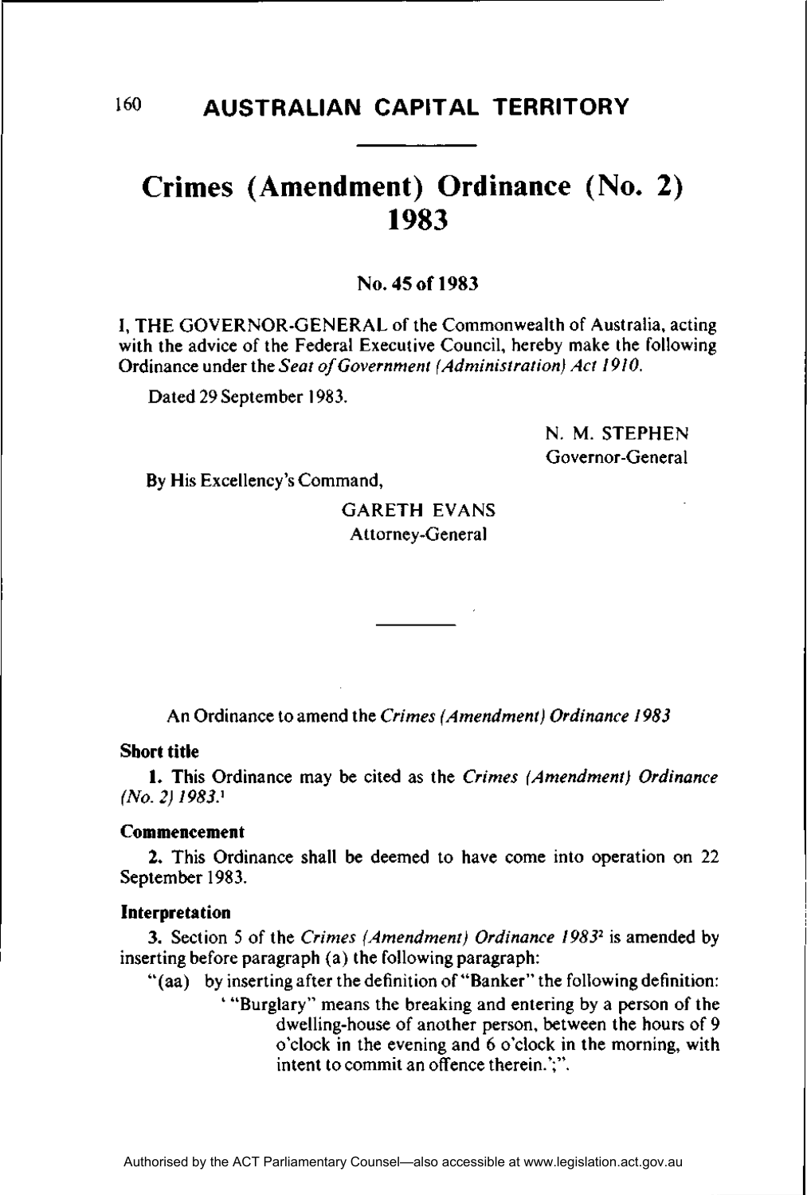# AUSTRALIAN CAPITAL TERRITORY

## Crimes (Amendment) Ordinance (No. 2) 1983

**No. 45 of 1983**

I, THE GOVERNOR-GENERAL of the Commonwealth of Australia, acting with the advice of the Federal Executive Council, hereby make the following Ordinance under the *Seat of Government (Administration) Act 1910*.

Dated 29 September 1983.

N. M. STEPHEN
Governor-General

By His Excellency's Command,

GARETH EVANS
Attorney-General

---

An Ordinance to amend the *Crimes (Amendment) Ordinance 1983*

**Short title**

**1.** This Ordinance may be cited as the *Crimes (Amendment) Ordinance (No. 2) 1983*.[1]

**Commencement**

**2.** This Ordinance shall be deemed to have come into operation on 22 September 1983.

**Interpretation**

**3.** Section 5 of the *Crimes (Amendment) Ordinance 1983*[2] is amended by inserting before paragraph (a) the following paragraph:

"(aa) by inserting after the definition of "Banker" the following definition:

' "Burglary" means the breaking and entering by a person of the dwelling-house of another person, between the hours of 9 o'clock in the evening and 6 o'clock in the morning, with intent to commit an offence therein.';".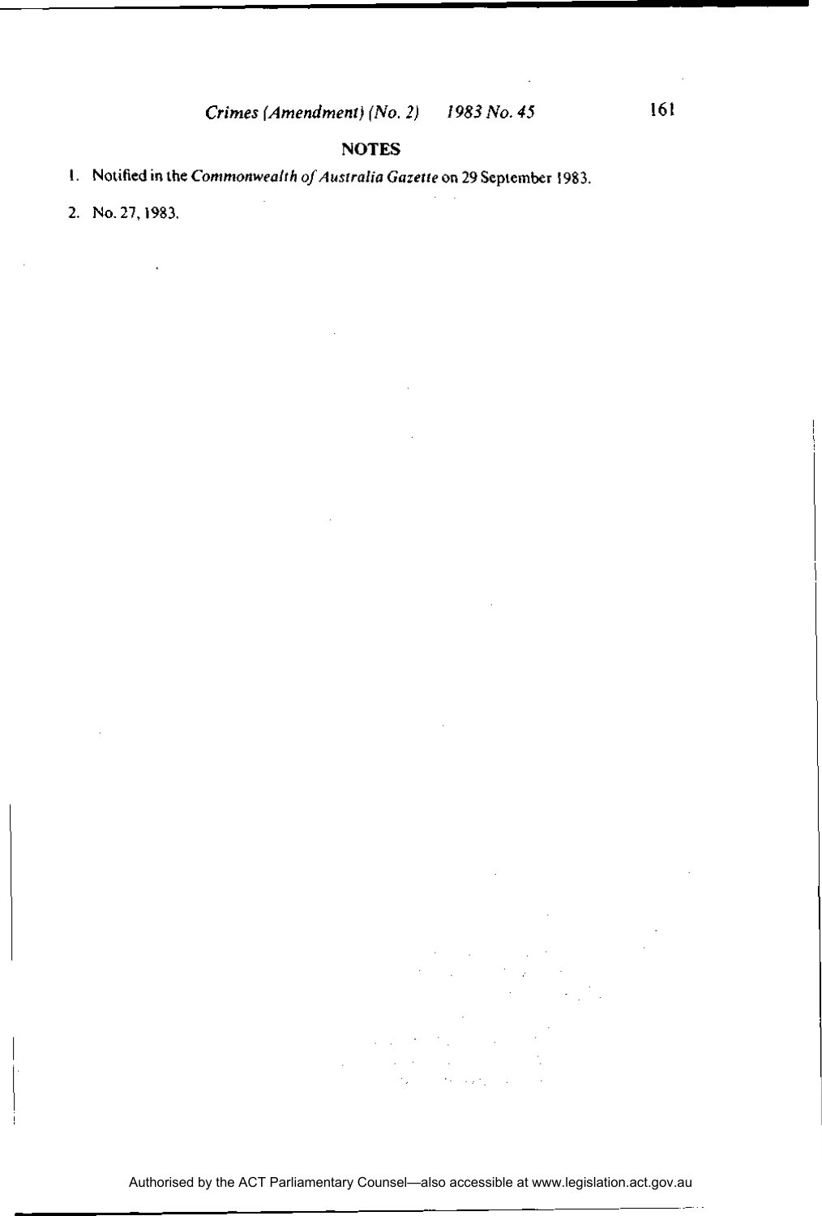## NOTES

1. Notified in the *Commonwealth of Australia Gazette* on 29 September 1983.
2. No. 27, 1983.